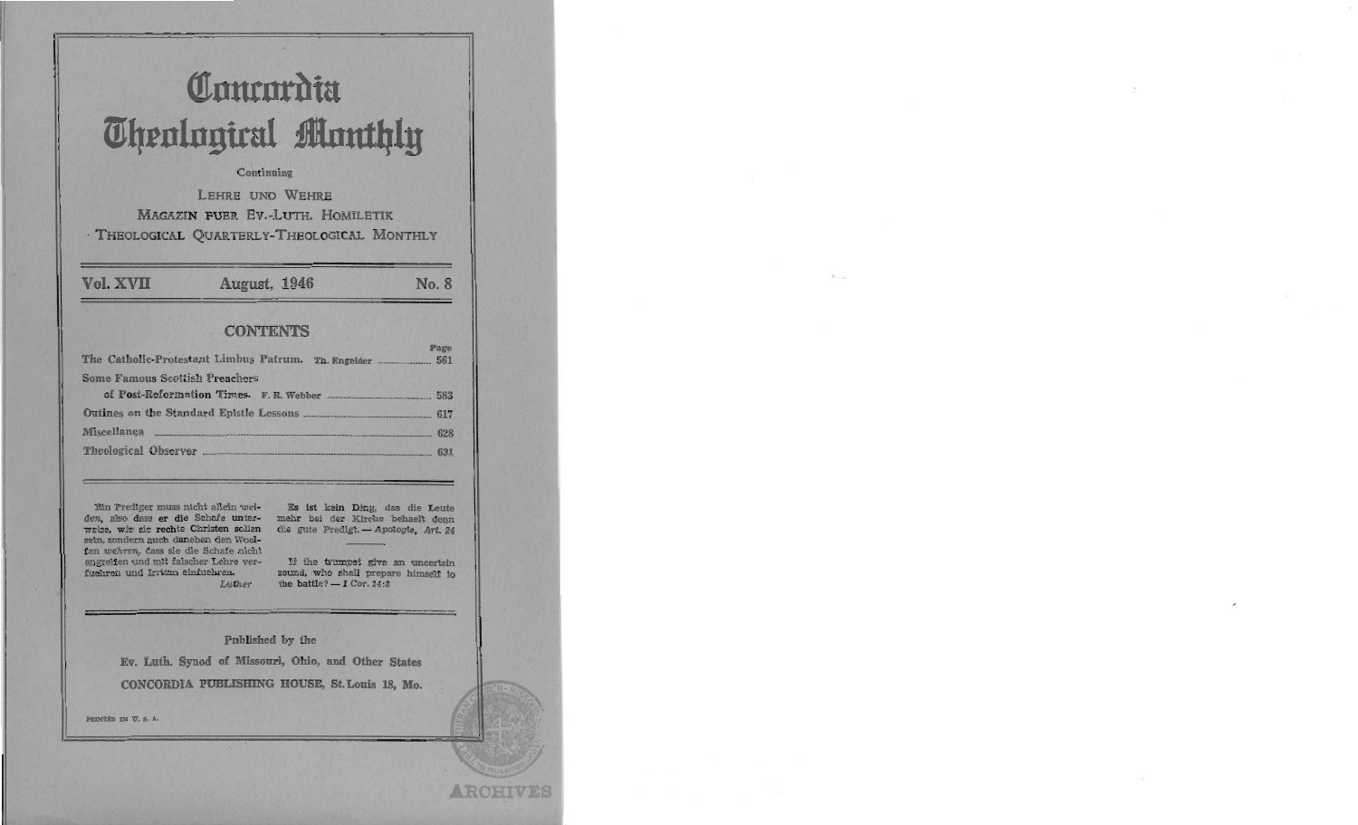# Concordia Theological Monthly

Continuing

LEHRE UND WEHRE

MAGAZIN FUER EV.-LUTH. HOMILETIK

THEOLOGICAL QUARTERLY-THEOLOGICAL MONTHLY

Vol. XVII | August, 1946 | No. 8

## CONTENTS

| | Page |
|---|---|
| The Catholic-Protestant Limbus Patrum. Th. Engelder | 561 |
| Some Famous Scottish Preachers of Post-Reformation Times. F. R. Webber | 583 |
| Outlines on the Standard Epistle Lessons | 617 |
| Miscellanea | 628 |
| Theological Observer | 631 |

Ein Prediger muss nicht allein *weiden*, also dass er die Schafe unterweise, wie sie rechte Christen sollen sein, sondern auch daneben den Woelfen *wehren*, dass sie die Schafe nicht angreifen und mit falscher Lehre verfuehren und Irrtum einfuehren.
*Luther*

Es ist kein Ding, das die Leute mehr bei der Kirche behaelt denn die gute Predigt. — *Apologie, Art. 24*

If the trumpet give an uncertain sound, who shall prepare himself to the battle? — *1 Cor. 14:8*

Published by the

Ev. Luth. Synod of Missouri, Ohio, and Other States

CONCORDIA PUBLISHING HOUSE, St. Louis 18, Mo.

PRINTED IN U. S. A.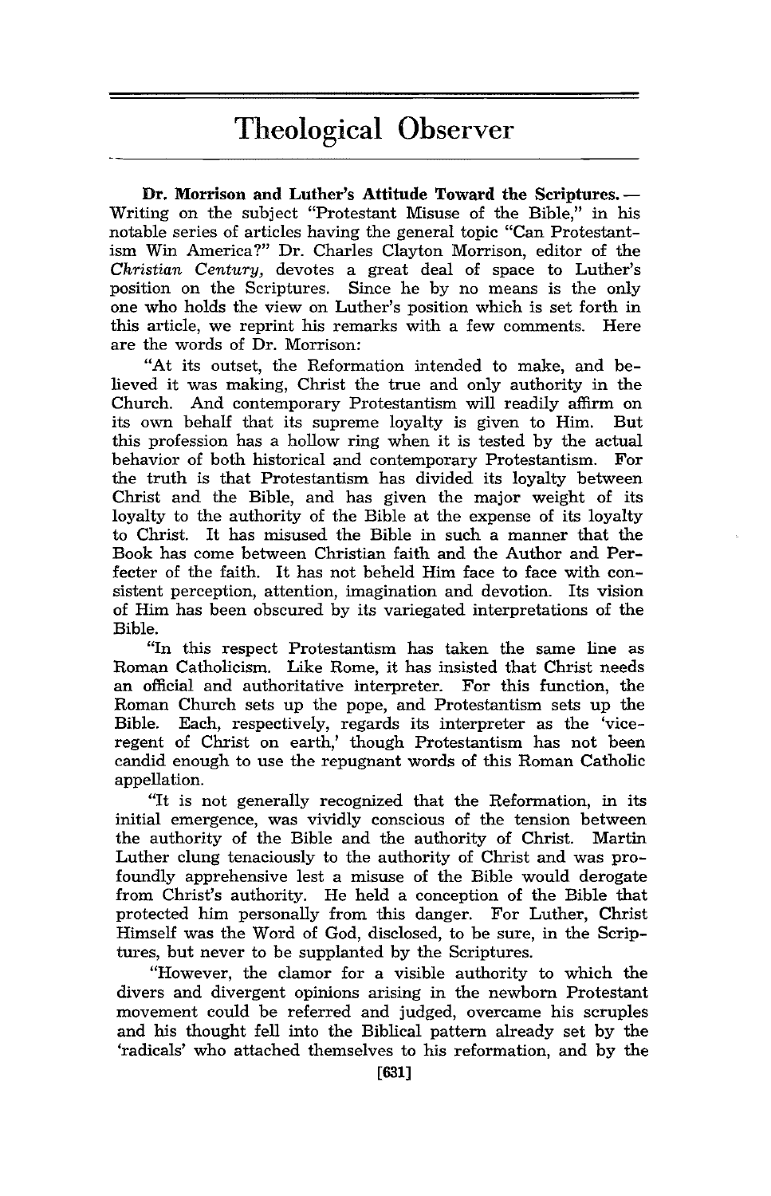# Theological Observer

**Dr. Morrison and Luther's Attitude Toward the Scriptures.** — Writing on the subject "Protestant Misuse of the Bible," in his notable series of articles having the general topic "Can Protestantism Win America?" Dr. Charles Clayton Morrison, editor of the *Christian Century,* devotes a great deal of space to Luther's position on the Scriptures. Since he by no means is the only one who holds the view on Luther's position which is set forth in this article, we reprint his remarks with a few comments. Here are the words of Dr. Morrison:

"At its outset, the Reformation intended to make, and believed it was making, Christ the true and only authority in the Church. And contemporary Protestantism will readily affirm on its own behalf that its supreme loyalty is given to Him. But this profession has a hollow ring when it is tested by the actual behavior of both historical and contemporary Protestantism. For the truth is that Protestantism has divided its loyalty between Christ and the Bible, and has given the major weight of its loyalty to the authority of the Bible at the expense of its loyalty to Christ. It has misused the Bible in such a manner that the Book has come between Christian faith and the Author and Perfecter of the faith. It has not beheld Him face to face with consistent perception, attention, imagination and devotion. Its vision of Him has been obscured by its variegated interpretations of the Bible.

"In this respect Protestantism has taken the same line as Roman Catholicism. Like Rome, it has insisted that Christ needs an official and authoritative interpreter. For this function, the Roman Church sets up the pope, and Protestantism sets up the Bible. Each, respectively, regards its interpreter as the 'vice-regent of Christ on earth,' though Protestantism has not been candid enough to use the repugnant words of this Roman Catholic appellation.

"It is not generally recognized that the Reformation, in its initial emergence, was vividly conscious of the tension between the authority of the Bible and the authority of Christ. Martin Luther clung tenaciously to the authority of Christ and was profoundly apprehensive lest a misuse of the Bible would derogate from Christ's authority. He held a conception of the Bible that protected him personally from this danger. For Luther, Christ Himself was the Word of God, disclosed, to be sure, in the Scriptures, but never to be supplanted by the Scriptures.

"However, the clamor for a visible authority to which the divers and divergent opinions arising in the newborn Protestant movement could be referred and judged, overcame his scruples and his thought fell into the Biblical pattern already set by the 'radicals' who attached themselves to his reformation, and by the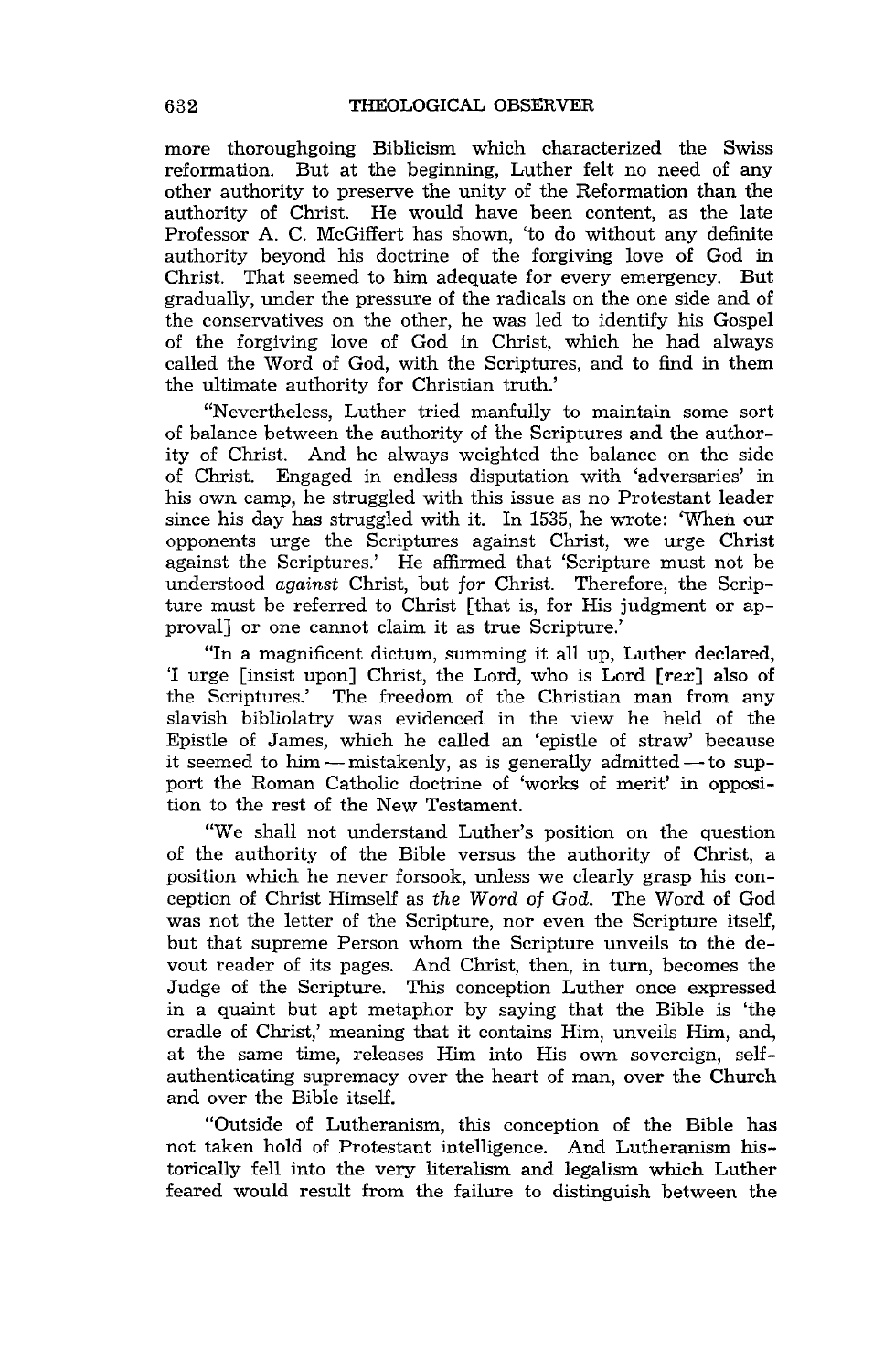more thoroughgoing Biblicism which characterized the Swiss reformation. But at the beginning, Luther felt no need of any other authority to preserve the unity of the Reformation than the authority of Christ. He would have been content, as the late Professor A. C. McGiffert has shown, 'to do without any definite authority beyond his doctrine of the forgiving love of God in Christ. That seemed to him adequate for every emergency. But gradually, under the pressure of the radicals on the one side and of the conservatives on the other, he was led to identify his Gospel of the forgiving love of God in Christ, which he had always called the Word of God, with the Scriptures, and to find in them the ultimate authority for Christian truth.'

"Nevertheless, Luther tried manfully to maintain some sort of balance between the authority of the Scriptures and the authority of Christ. And he always weighted the balance on the side of Christ. Engaged in endless disputation with 'adversaries' in his own camp, he struggled with this issue as no Protestant leader since his day has struggled with it. In 1535, he wrote: 'When our opponents urge the Scriptures against Christ, we urge Christ against the Scriptures.' He affirmed that 'Scripture must not be understood *against* Christ, but *for* Christ. Therefore, the Scripture must be referred to Christ [that is, for His judgment or approval] or one cannot claim it as true Scripture.'

"In a magnificent dictum, summing it all up, Luther declared, 'I urge [insist upon] Christ, the Lord, who is Lord [*rex*] also of the Scriptures.' The freedom of the Christian man from any slavish bibliolatry was evidenced in the view he held of the Epistle of James, which he called an 'epistle of straw' because it seemed to him — mistakenly, as is generally admitted — to support the Roman Catholic doctrine of 'works of merit' in opposition to the rest of the New Testament.

"We shall not understand Luther's position on the question of the authority of the Bible versus the authority of Christ, a position which he never forsook, unless we clearly grasp his conception of Christ Himself as *the Word of God*. The Word of God was not the letter of the Scripture, nor even the Scripture itself, but that supreme Person whom the Scripture unveils to the devout reader of its pages. And Christ, then, in turn, becomes the Judge of the Scripture. This conception Luther once expressed in a quaint but apt metaphor by saying that the Bible is 'the cradle of Christ,' meaning that it contains Him, unveils Him, and, at the same time, releases Him into His own sovereign, self-authenticating supremacy over the heart of man, over the Church and over the Bible itself.

"Outside of Lutheranism, this conception of the Bible has not taken hold of Protestant intelligence. And Lutheranism historically fell into the very literalism and legalism which Luther feared would result from the failure to distinguish between the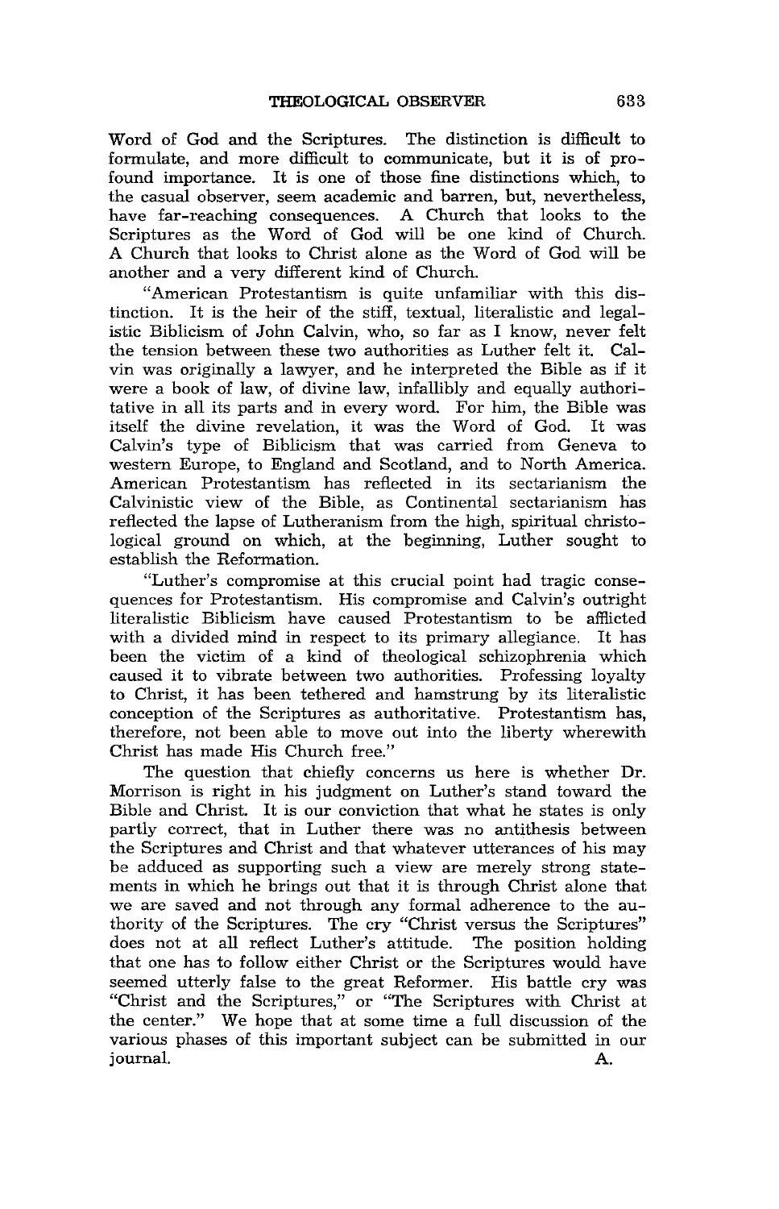Word of God and the Scriptures. The distinction is difficult to formulate, and more difficult to communicate, but it is of profound importance. It is one of those fine distinctions which, to the casual observer, seem academic and barren, but, nevertheless, have far-reaching consequences. A Church that looks to the Scriptures as the Word of God will be one kind of Church. A Church that looks to Christ alone as the Word of God will be another and a very different kind of Church.

"American Protestantism is quite unfamiliar with this distinction. It is the heir of the stiff, textual, literalistic and legalistic Biblicism of John Calvin, who, so far as I know, never felt the tension between these two authorities as Luther felt it. Calvin was originally a lawyer, and he interpreted the Bible as if it were a book of law, of divine law, infallibly and equally authoritative in all its parts and in every word. For him, the Bible was itself the divine revelation, it was the Word of God. It was Calvin's type of Biblicism that was carried from Geneva to western Europe, to England and Scotland, and to North America. American Protestantism has reflected in its sectarianism the Calvinistic view of the Bible, as Continental sectarianism has reflected the lapse of Lutheranism from the high, spiritual christological ground on which, at the beginning, Luther sought to establish the Reformation.

"Luther's compromise at this crucial point had tragic consequences for Protestantism. His compromise and Calvin's outright literalistic Biblicism have caused Protestantism to be afflicted with a divided mind in respect to its primary allegiance. It has been the victim of a kind of theological schizophrenia which caused it to vibrate between two authorities. Professing loyalty to Christ, it has been tethered and hamstrung by its literalistic conception of the Scriptures as authoritative. Protestantism has, therefore, not been able to move out into the liberty wherewith Christ has made His Church free."

The question that chiefly concerns us here is whether Dr. Morrison is right in his judgment on Luther's stand toward the Bible and Christ. It is our conviction that what he states is only partly correct, that in Luther there was no antithesis between the Scriptures and Christ and that whatever utterances of his may be adduced as supporting such a view are merely strong statements in which he brings out that it is through Christ alone that we are saved and not through any formal adherence to the authority of the Scriptures. The cry "Christ versus the Scriptures" does not at all reflect Luther's attitude. The position holding that one has to follow either Christ or the Scriptures would have seemed utterly false to the great Reformer. His battle cry was "Christ and the Scriptures," or "The Scriptures with Christ at the center." We hope that at some time a full discussion of the various phases of this important subject can be submitted in our journal. A.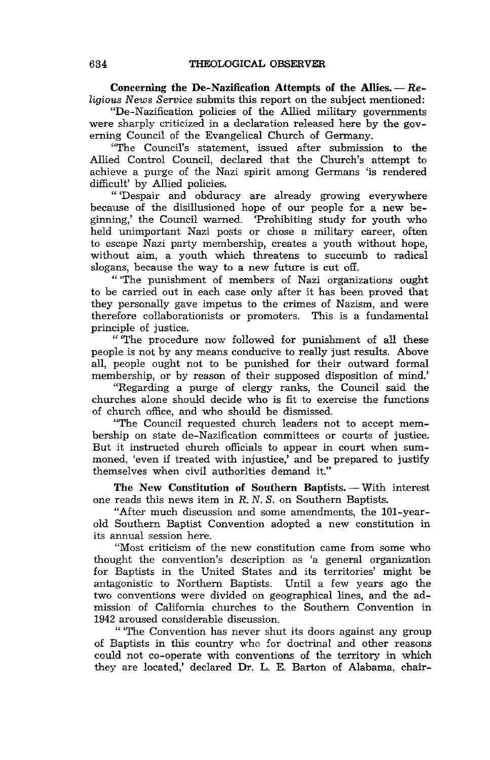**Concerning the De-Nazification Attempts of the Allies.** — *Religious News Service* submits this report on the subject mentioned:

"De-Nazification policies of the Allied military governments were sharply criticized in a declaration released here by the governing Council of the Evangelical Church of Germany.

"The Council's statement, issued after submission to the Allied Control Council, declared that the Church's attempt to achieve a purge of the Nazi spirit among Germans 'is rendered difficult' by Allied policies.

" 'Despair and obduracy are already growing everywhere because of the disillusioned hope of our people for a new beginning,' the Council warned. 'Prohibiting study for youth who held unimportant Nazi posts or chose a military career, often to escape Nazi party membership, creates a youth without hope, without aim, a youth which threatens to succumb to radical slogans, because the way to a new future is cut off.

" 'The punishment of members of Nazi organizations ought to be carried out in each case only after it has been proved that they personally gave impetus to the crimes of Nazism, and were therefore collaborationists or promoters. This is a fundamental principle of justice.

" 'The procedure now followed for punishment of all these people is not by any means conducive to really just results. Above all, people ought not to be punished for their outward formal membership, or by reason of their supposed disposition of mind.'

"Regarding a purge of clergy ranks, the Council said the churches alone should decide who is fit to exercise the functions of church office, and who should be dismissed.

"The Council requested church leaders not to accept membership on state de-Nazification committees or courts of justice. But it instructed church officials to appear in court when summoned, 'even if treated with injustice,' and be prepared to justify themselves when civil authorities demand it."

**The New Constitution of Southern Baptists.** — With interest one reads this news item in *R. N. S.* on Southern Baptists.

"After much discussion and some amendments, the 101-year-old Southern Baptist Convention adopted a new constitution in its annual session here.

"Most criticism of the new constitution came from some who thought the convention's description as 'a general organization for Baptists in the United States and its territories' might be antagonistic to Northern Baptists. Until a few years ago the two conventions were divided on geographical lines, and the admission of California churches to the Southern Convention in 1942 aroused considerable discussion.

" 'The Convention has never shut its doors against any group of Baptists in this country who for doctrinal and other reasons could not co-operate with conventions of the territory in which they are located,' declared Dr. L. E. Barton of Alabama, chair-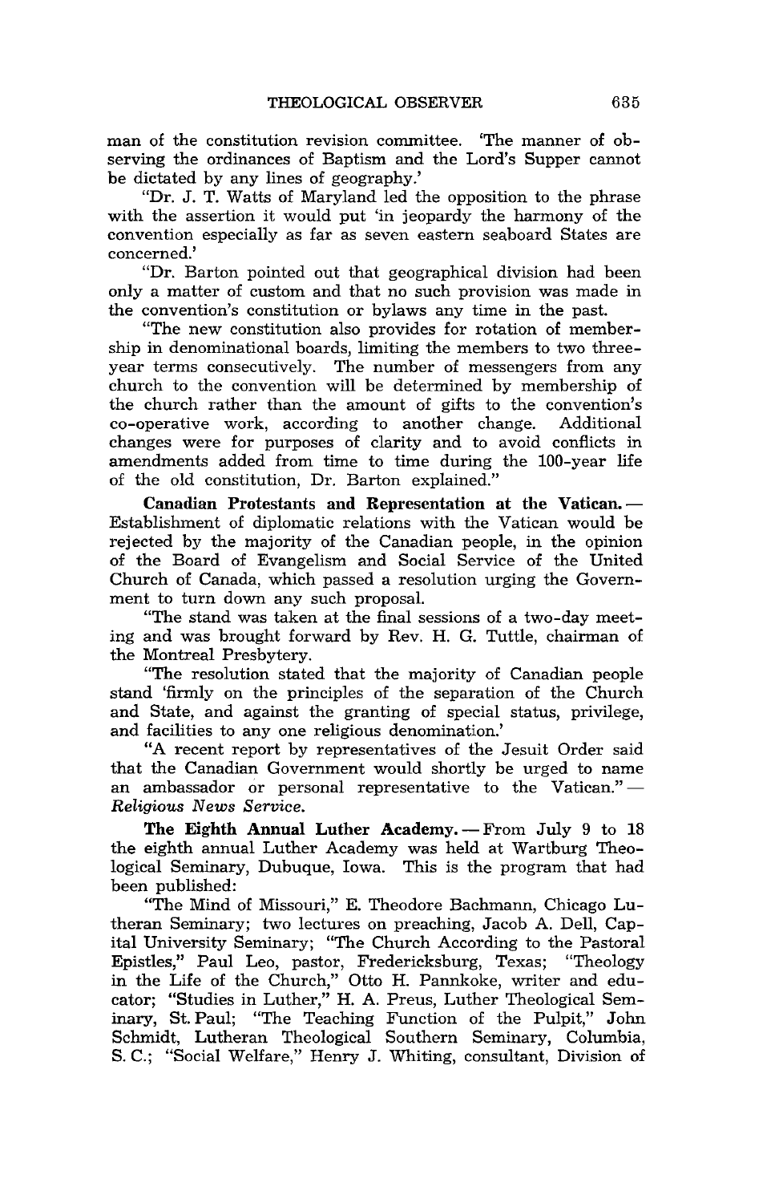man of the constitution revision committee. 'The manner of observing the ordinances of Baptism and the Lord's Supper cannot be dictated by any lines of geography.'

"Dr. J. T. Watts of Maryland led the opposition to the phrase with the assertion it would put 'in jeopardy the harmony of the convention especially as far as seven eastern seaboard States are concerned.'

"Dr. Barton pointed out that geographical division had been only a matter of custom and that no such provision was made in the convention's constitution or bylaws any time in the past.

"The new constitution also provides for rotation of membership in denominational boards, limiting the members to two three-year terms consecutively. The number of messengers from any church to the convention will be determined by membership of the church rather than the amount of gifts to the convention's co-operative work, according to another change. Additional changes were for purposes of clarity and to avoid conflicts in amendments added from time to time during the 100-year life of the old constitution, Dr. Barton explained."

**Canadian Protestants and Representation at the Vatican.** — Establishment of diplomatic relations with the Vatican would be rejected by the majority of the Canadian people, in the opinion of the Board of Evangelism and Social Service of the United Church of Canada, which passed a resolution urging the Government to turn down any such proposal.

"The stand was taken at the final sessions of a two-day meeting and was brought forward by Rev. H. G. Tuttle, chairman of the Montreal Presbytery.

"The resolution stated that the majority of Canadian people stand 'firmly on the principles of the separation of the Church and State, and against the granting of special status, privilege, and facilities to any one religious denomination.'

"A recent report by representatives of the Jesuit Order said that the Canadian Government would shortly be urged to name an ambassador or personal representative to the Vatican." — *Religious News Service.*

**The Eighth Annual Luther Academy.** — From July 9 to 18 the eighth annual Luther Academy was held at Wartburg Theological Seminary, Dubuque, Iowa. This is the program that had been published:

"The Mind of Missouri," E. Theodore Bachmann, Chicago Lutheran Seminary; two lectures on preaching, Jacob A. Dell, Capital University Seminary; "The Church According to the Pastoral Epistles," Paul Leo, pastor, Fredericksburg, Texas; "Theology in the Life of the Church," Otto H. Pannkoke, writer and educator; "Studies in Luther," H. A. Preus, Luther Theological Seminary, St. Paul; "The Teaching Function of the Pulpit," John Schmidt, Lutheran Theological Southern Seminary, Columbia, S. C.; "Social Welfare," Henry J. Whiting, consultant, Division of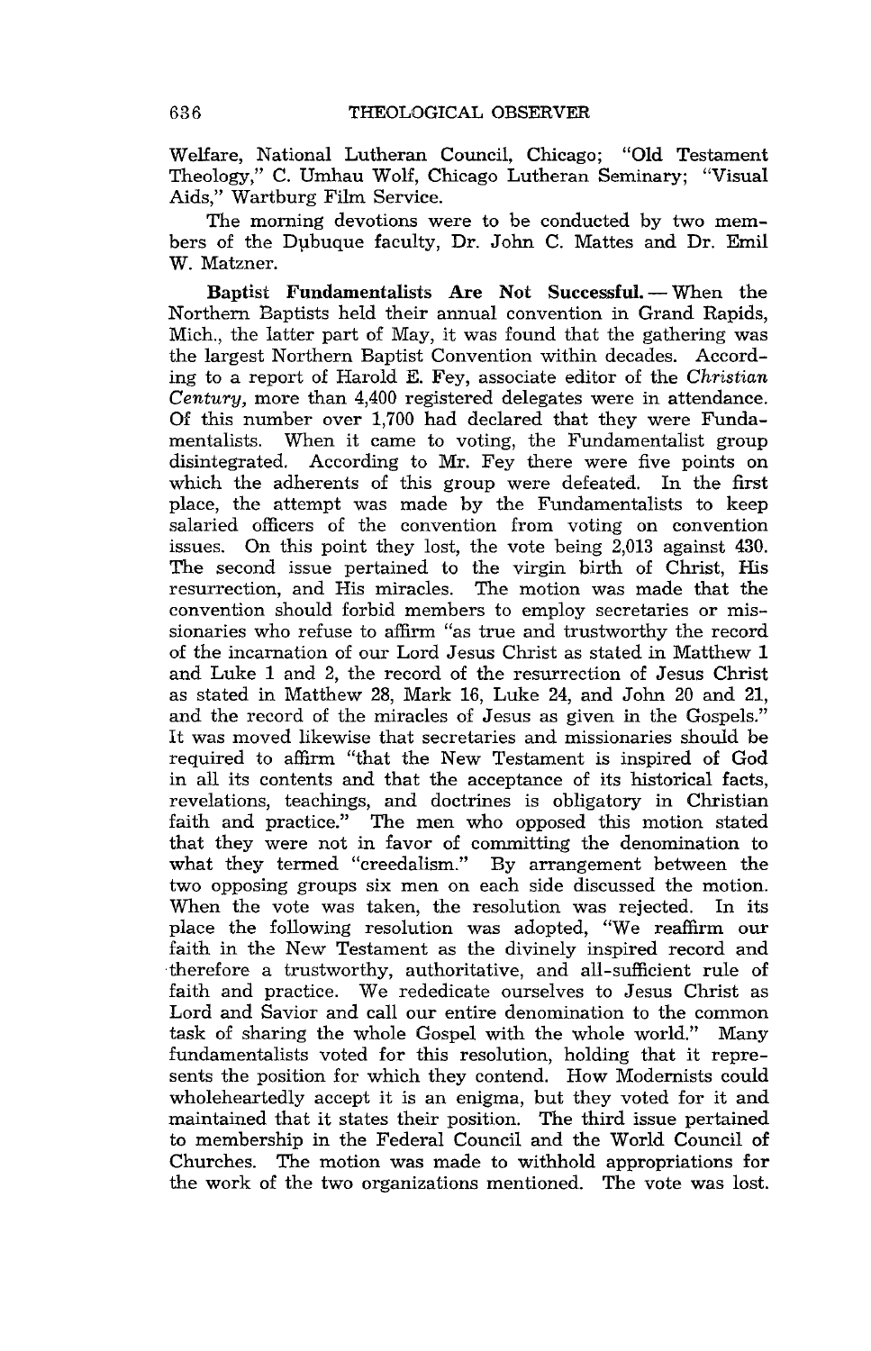Welfare, National Lutheran Council, Chicago; "Old Testament Theology," C. Umhau Wolf, Chicago Lutheran Seminary; "Visual Aids," Wartburg Film Service.

The morning devotions were to be conducted by two members of the Dubuque faculty, Dr. John C. Mattes and Dr. Emil W. Matzner.

**Baptist Fundamentalists Are Not Successful.** — When the Northern Baptists held their annual convention in Grand Rapids, Mich., the latter part of May, it was found that the gathering was the largest Northern Baptist Convention within decades. According to a report of Harold E. Fey, associate editor of the *Christian Century,* more than 4,400 registered delegates were in attendance. Of this number over 1,700 had declared that they were Fundamentalists. When it came to voting, the Fundamentalist group disintegrated. According to Mr. Fey there were five points on which the adherents of this group were defeated. In the first place, the attempt was made by the Fundamentalists to keep salaried officers of the convention from voting on convention issues. On this point they lost, the vote being 2,013 against 430. The second issue pertained to the virgin birth of Christ, His resurrection, and His miracles. The motion was made that the convention should forbid members to employ secretaries or missionaries who refuse to affirm "as true and trustworthy the record of the incarnation of our Lord Jesus Christ as stated in Matthew 1 and Luke 1 and 2, the record of the resurrection of Jesus Christ as stated in Matthew 28, Mark 16, Luke 24, and John 20 and 21, and the record of the miracles of Jesus as given in the Gospels." It was moved likewise that secretaries and missionaries should be required to affirm "that the New Testament is inspired of God in all its contents and that the acceptance of its historical facts, revelations, teachings, and doctrines is obligatory in Christian faith and practice." The men who opposed this motion stated that they were not in favor of committing the denomination to what they termed "creedalism." By arrangement between the two opposing groups six men on each side discussed the motion. When the vote was taken, the resolution was rejected. In its place the following resolution was adopted, "We reaffirm our faith in the New Testament as the divinely inspired record and therefore a trustworthy, authoritative, and all-sufficient rule of faith and practice. We rededicate ourselves to Jesus Christ as Lord and Savior and call our entire denomination to the common task of sharing the whole Gospel with the whole world." Many fundamentalists voted for this resolution, holding that it represents the position for which they contend. How Modernists could wholeheartedly accept it is an enigma, but they voted for it and maintained that it states their position. The third issue pertained to membership in the Federal Council and the World Council of Churches. The motion was made to withhold appropriations for the work of the two organizations mentioned. The vote was lost.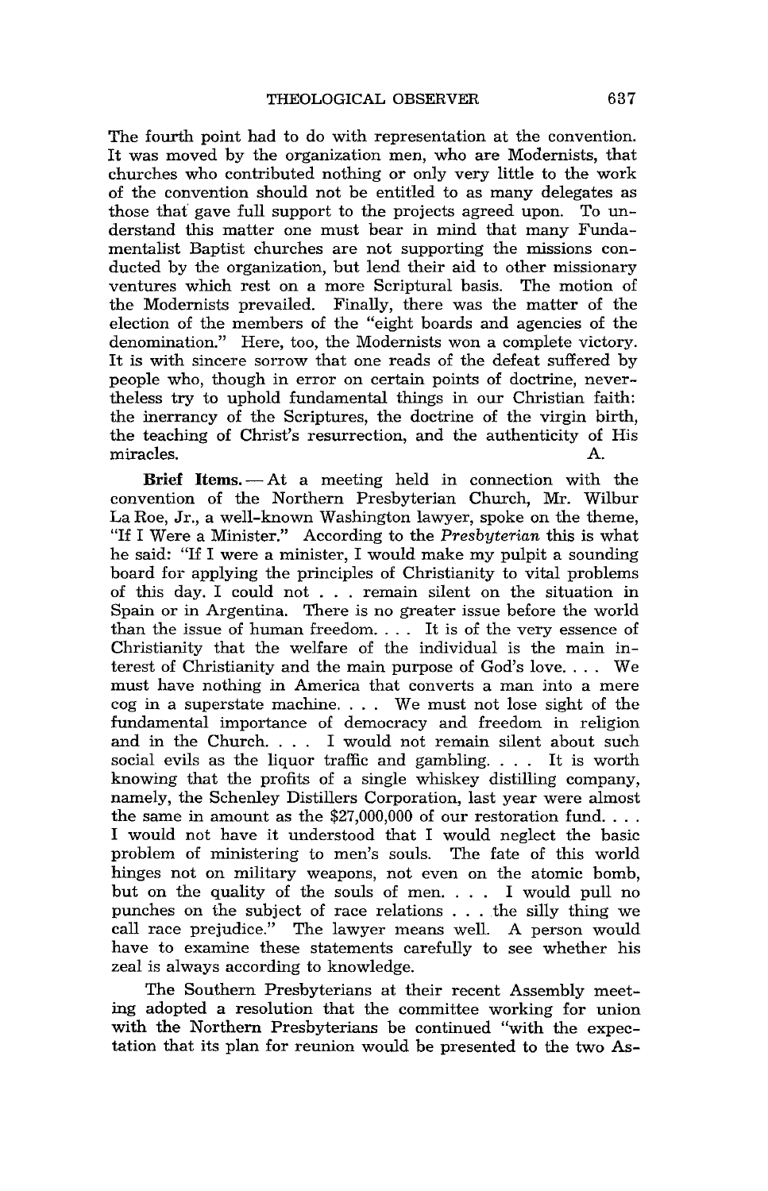The fourth point had to do with representation at the convention. It was moved by the organization men, who are Modernists, that churches who contributed nothing or only very little to the work of the convention should not be entitled to as many delegates as those that gave full support to the projects agreed upon. To understand this matter one must bear in mind that many Fundamentalist Baptist churches are not supporting the missions conducted by the organization, but lend their aid to other missionary ventures which rest on a more Scriptural basis. The motion of the Modernists prevailed. Finally, there was the matter of the election of the members of the "eight boards and agencies of the denomination." Here, too, the Modernists won a complete victory. It is with sincere sorrow that one reads of the defeat suffered by people who, though in error on certain points of doctrine, nevertheless try to uphold fundamental things in our Christian faith: the inerrancy of the Scriptures, the doctrine of the virgin birth, the teaching of Christ's resurrection, and the authenticity of His miracles. A.

**Brief Items.** — At a meeting held in connection with the convention of the Northern Presbyterian Church, Mr. Wilbur La Roe, Jr., a well-known Washington lawyer, spoke on the theme, "If I Were a Minister." According to the *Presbyterian* this is what he said: "If I were a minister, I would make my pulpit a sounding board for applying the principles of Christianity to vital problems of this day. I could not . . . remain silent on the situation in Spain or in Argentina. There is no greater issue before the world than the issue of human freedom. . . . It is of the very essence of Christianity that the welfare of the individual is the main interest of Christianity and the main purpose of God's love. . . . We must have nothing in America that converts a man into a mere cog in a superstate machine. . . . We must not lose sight of the fundamental importance of democracy and freedom in religion and in the Church. . . . I would not remain silent about such social evils as the liquor traffic and gambling. . . . It is worth knowing that the profits of a single whiskey distilling company, namely, the Schenley Distillers Corporation, last year were almost the same in amount as the $27,000,000 of our restoration fund. . . . I would not have it understood that I would neglect the basic problem of ministering to men's souls. The fate of this world hinges not on military weapons, not even on the atomic bomb, but on the quality of the souls of men. . . . I would pull no punches on the subject of race relations . . . the silly thing we call race prejudice." The lawyer means well. A person would have to examine these statements carefully to see whether his zeal is always according to knowledge.

The Southern Presbyterians at their recent Assembly meeting adopted a resolution that the committee working for union with the Northern Presbyterians be continued "with the expectation that its plan for reunion would be presented to the two As-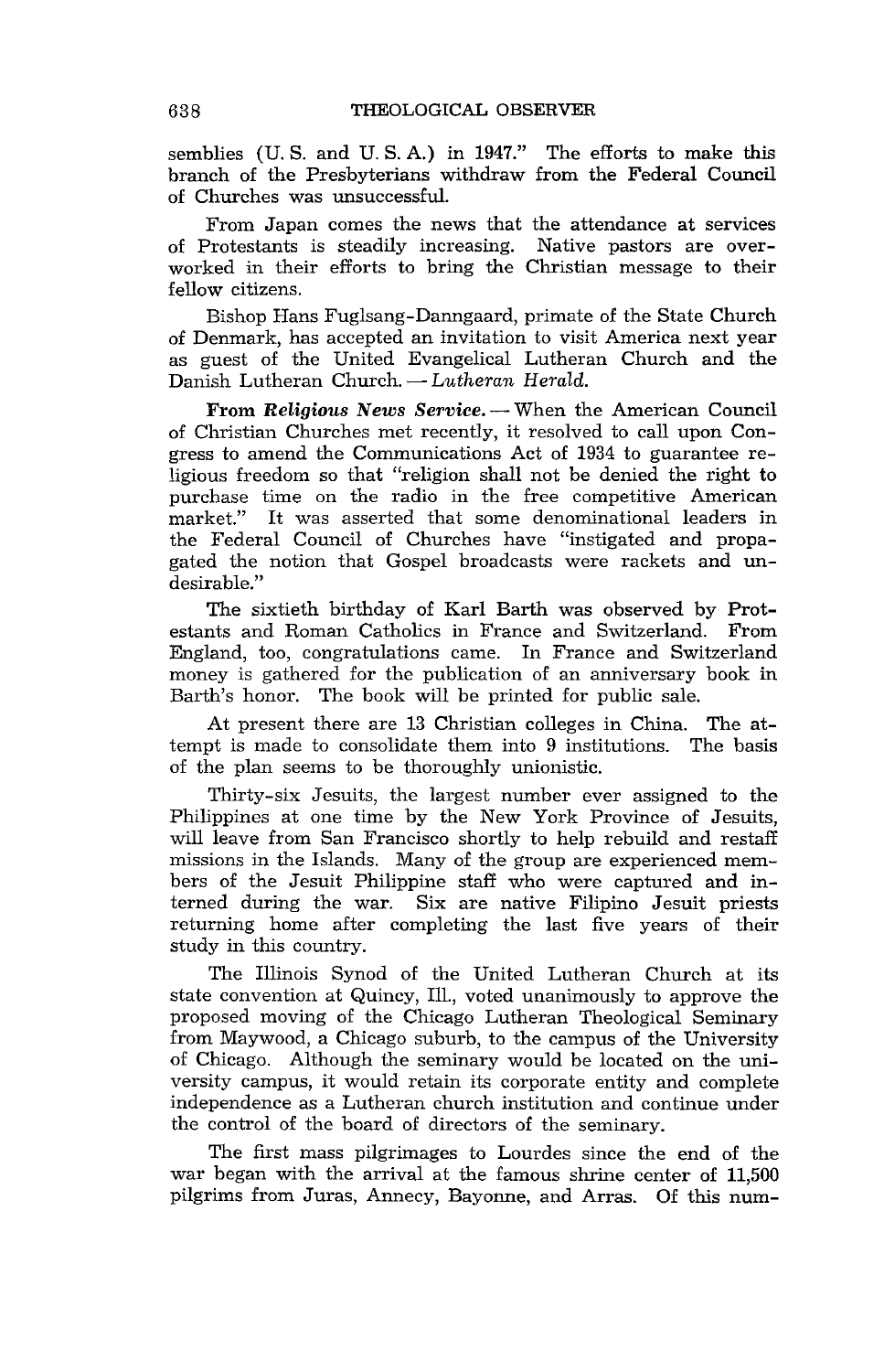semblies (U. S. and U. S. A.) in 1947." The efforts to make this branch of the Presbyterians withdraw from the Federal Council of Churches was unsuccessful.

From Japan comes the news that the attendance at services of Protestants is steadily increasing. Native pastors are overworked in their efforts to bring the Christian message to their fellow citizens.

Bishop Hans Fuglsang-Danngaard, primate of the State Church of Denmark, has accepted an invitation to visit America next year as guest of the United Evangelical Lutheran Church and the Danish Lutheran Church. — *Lutheran Herald.*

**From *Religious News Service.*** — When the American Council of Christian Churches met recently, it resolved to call upon Congress to amend the Communications Act of 1934 to guarantee religious freedom so that "religion shall not be denied the right to purchase time on the radio in the free competitive American market." It was asserted that some denominational leaders in the Federal Council of Churches have "instigated and propagated the notion that Gospel broadcasts were rackets and undesirable."

The sixtieth birthday of Karl Barth was observed by Protestants and Roman Catholics in France and Switzerland. From England, too, congratulations came. In France and Switzerland money is gathered for the publication of an anniversary book in Barth's honor. The book will be printed for public sale.

At present there are 13 Christian colleges in China. The attempt is made to consolidate them into 9 institutions. The basis of the plan seems to be thoroughly unionistic.

Thirty-six Jesuits, the largest number ever assigned to the Philippines at one time by the New York Province of Jesuits, will leave from San Francisco shortly to help rebuild and restaff missions in the Islands. Many of the group are experienced members of the Jesuit Philippine staff who were captured and interned during the war. Six are native Filipino Jesuit priests returning home after completing the last five years of their study in this country.

The Illinois Synod of the United Lutheran Church at its state convention at Quincy, Ill., voted unanimously to approve the proposed moving of the Chicago Lutheran Theological Seminary from Maywood, a Chicago suburb, to the campus of the University of Chicago. Although the seminary would be located on the university campus, it would retain its corporate entity and complete independence as a Lutheran church institution and continue under the control of the board of directors of the seminary.

The first mass pilgrimages to Lourdes since the end of the war began with the arrival at the famous shrine center of 11,500 pilgrims from Juras, Annecy, Bayonne, and Arras. Of this num-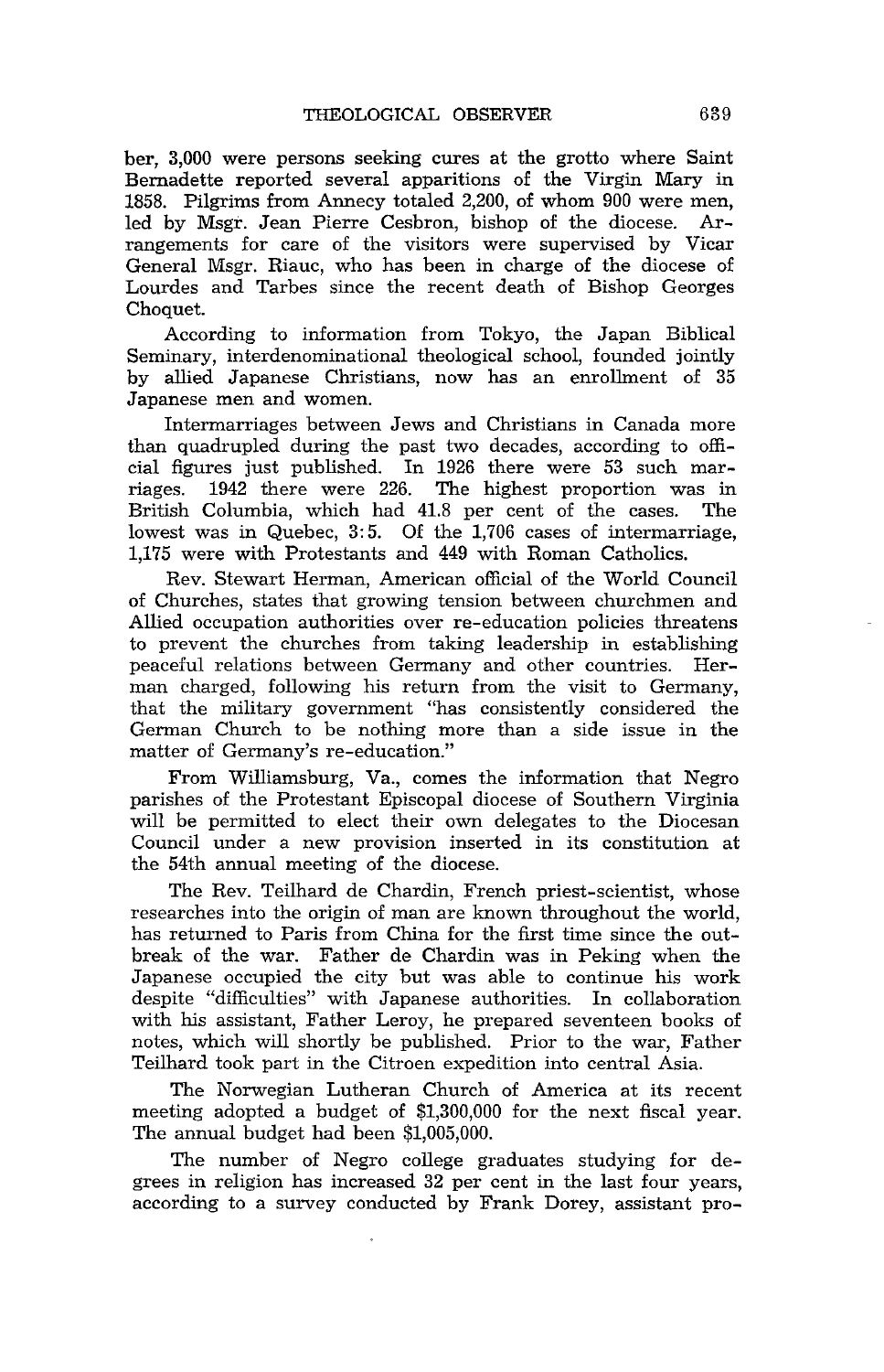ber, 3,000 were persons seeking cures at the grotto where Saint Bernadette reported several apparitions of the Virgin Mary in 1858. Pilgrims from Annecy totaled 2,200, of whom 900 were men, led by Msgr. Jean Pierre Cesbron, bishop of the diocese. Arrangements for care of the visitors were supervised by Vicar General Msgr. Riauc, who has been in charge of the diocese of Lourdes and Tarbes since the recent death of Bishop Georges Choquet.

According to information from Tokyo, the Japan Biblical Seminary, interdenominational theological school, founded jointly by allied Japanese Christians, now has an enrollment of 35 Japanese men and women.

Intermarriages between Jews and Christians in Canada more than quadrupled during the past two decades, according to official figures just published. In 1926 there were 53 such marriages. 1942 there were 226. The highest proportion was in British Columbia, which had 41.8 per cent of the cases. The lowest was in Quebec, 3:5. Of the 1,706 cases of intermarriage, 1,175 were with Protestants and 449 with Roman Catholics.

Rev. Stewart Herman, American official of the World Council of Churches, states that growing tension between churchmen and Allied occupation authorities over re-education policies threatens to prevent the churches from taking leadership in establishing peaceful relations between Germany and other countries. Herman charged, following his return from the visit to Germany, that the military government "has consistently considered the German Church to be nothing more than a side issue in the matter of Germany's re-education."

From Williamsburg, Va., comes the information that Negro parishes of the Protestant Episcopal diocese of Southern Virginia will be permitted to elect their own delegates to the Diocesan Council under a new provision inserted in its constitution at the 54th annual meeting of the diocese.

The Rev. Teilhard de Chardin, French priest-scientist, whose researches into the origin of man are known throughout the world, has returned to Paris from China for the first time since the outbreak of the war. Father de Chardin was in Peking when the Japanese occupied the city but was able to continue his work despite "difficulties" with Japanese authorities. In collaboration with his assistant, Father Leroy, he prepared seventeen books of notes, which will shortly be published. Prior to the war, Father Teilhard took part in the Citroen expedition into central Asia.

The Norwegian Lutheran Church of America at its recent meeting adopted a budget of $1,300,000 for the next fiscal year. The annual budget had been $1,005,000.

The number of Negro college graduates studying for degrees in religion has increased 32 per cent in the last four years, according to a survey conducted by Frank Dorey, assistant pro-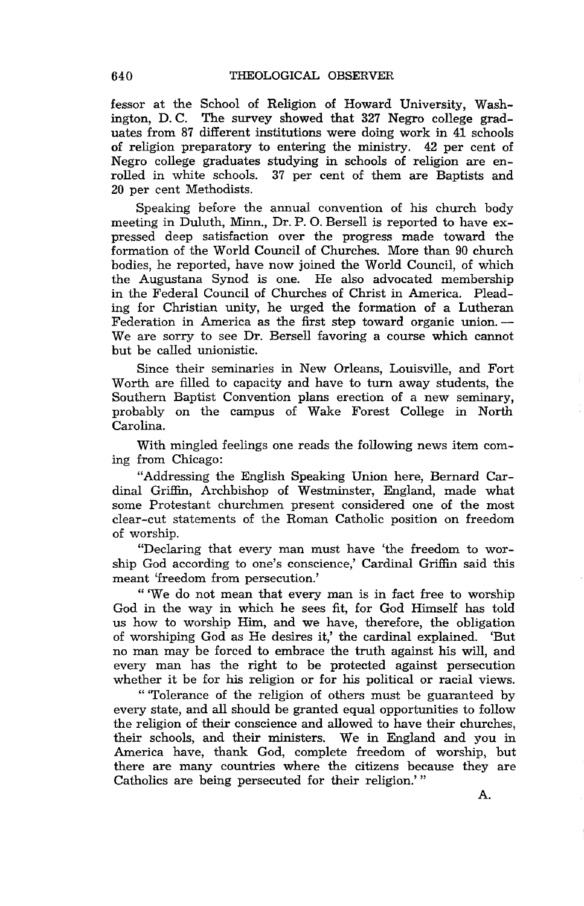fessor at the School of Religion of Howard University, Washington, D. C. The survey showed that 327 Negro college graduates from 87 different institutions were doing work in 41 schools of religion preparatory to entering the ministry. 42 per cent of Negro college graduates studying in schools of religion are enrolled in white schools. 37 per cent of them are Baptists and 20 per cent Methodists.

Speaking before the annual convention of his church body meeting in Duluth, Minn., Dr. P. O. Bersell is reported to have expressed deep satisfaction over the progress made toward the formation of the World Council of Churches. More than 90 church bodies, he reported, have now joined the World Council, of which the Augustana Synod is one. He also advocated membership in the Federal Council of Churches of Christ in America. Pleading for Christian unity, he urged the formation of a Lutheran Federation in America as the first step toward organic union. — We are sorry to see Dr. Bersell favoring a course which cannot but be called unionistic.

Since their seminaries in New Orleans, Louisville, and Fort Worth are filled to capacity and have to turn away students, the Southern Baptist Convention plans erection of a new seminary, probably on the campus of Wake Forest College in North Carolina.

With mingled feelings one reads the following news item coming from Chicago:

"Addressing the English Speaking Union here, Bernard Cardinal Griffin, Archbishop of Westminster, England, made what some Protestant churchmen present considered one of the most clear-cut statements of the Roman Catholic position on freedom of worship.

"Declaring that every man must have 'the freedom to worship God according to one's conscience,' Cardinal Griffin said this meant 'freedom from persecution.'

"'We do not mean that every man is in fact free to worship God in the way in which he sees fit, for God Himself has told us how to worship Him, and we have, therefore, the obligation of worshiping God as He desires it,' the cardinal explained. 'But no man may be forced to embrace the truth against his will, and every man has the right to be protected against persecution whether it be for his religion or for his political or racial views.

"'Tolerance of the religion of others must be guaranteed by every state, and all should be granted equal opportunities to follow the religion of their conscience and allowed to have their churches, their schools, and their ministers. We in England and you in America have, thank God, complete freedom of worship, but there are many countries where the citizens because they are Catholics are being persecuted for their religion.'"

A.